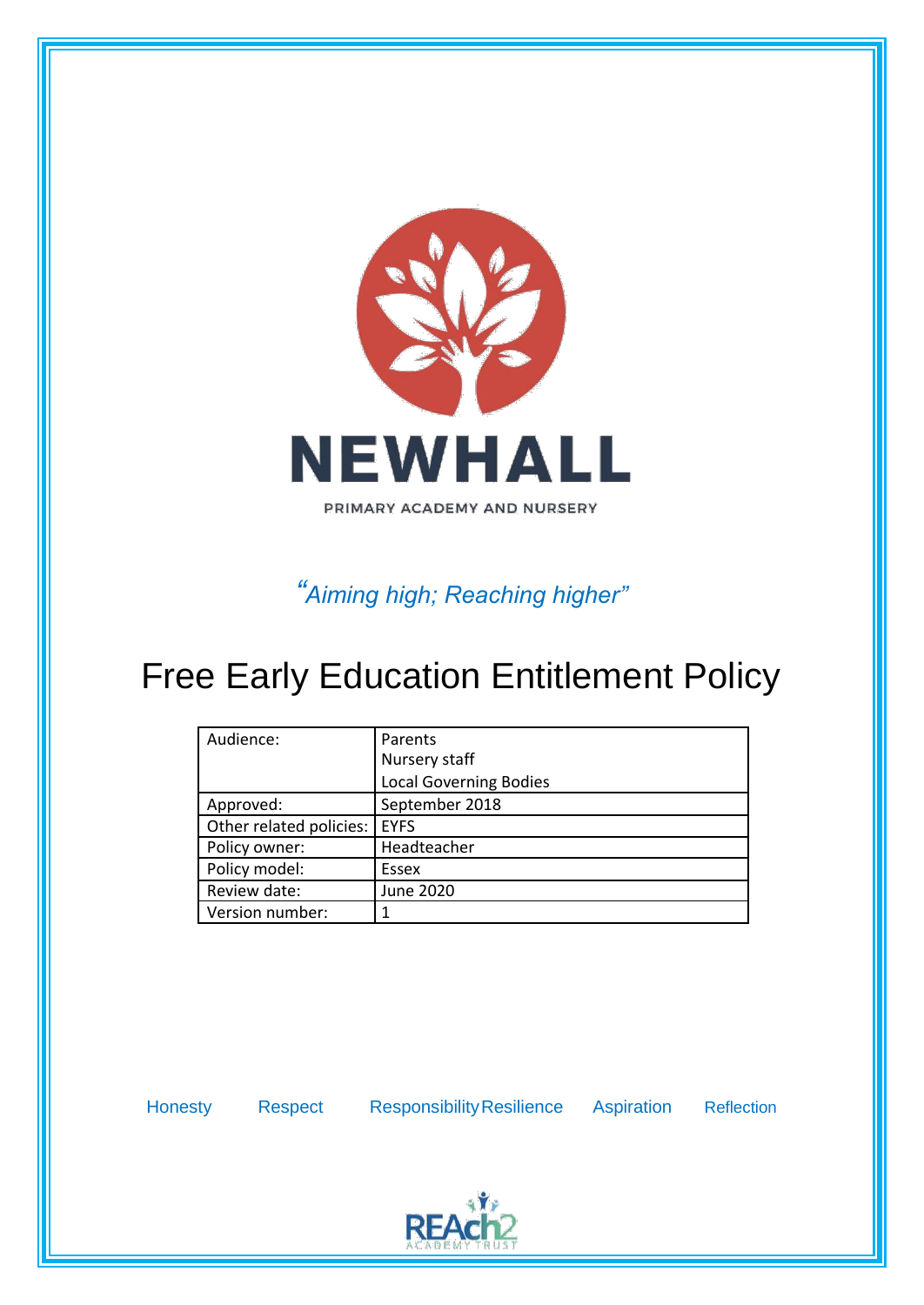# NEWHALL

PRIMARY ACADEMY AND NURSERY

*"Aiming high; Reaching higher"*

# Free Early Education Entitlement Policy

| Audience: | Parents<br>Nursery staff<br>Local Governing Bodies |
|---|---|
| Approved: | September 2018 |
| Other related policies: | EYFS |
| Policy owner: | Headteacher |
| Policy model: | Essex |
| Review date: | June 2020 |
| Version number: | 1 |

Honesty Respect Responsibility Resilience Aspiration Reflection

REAch2 ACADEMY TRUST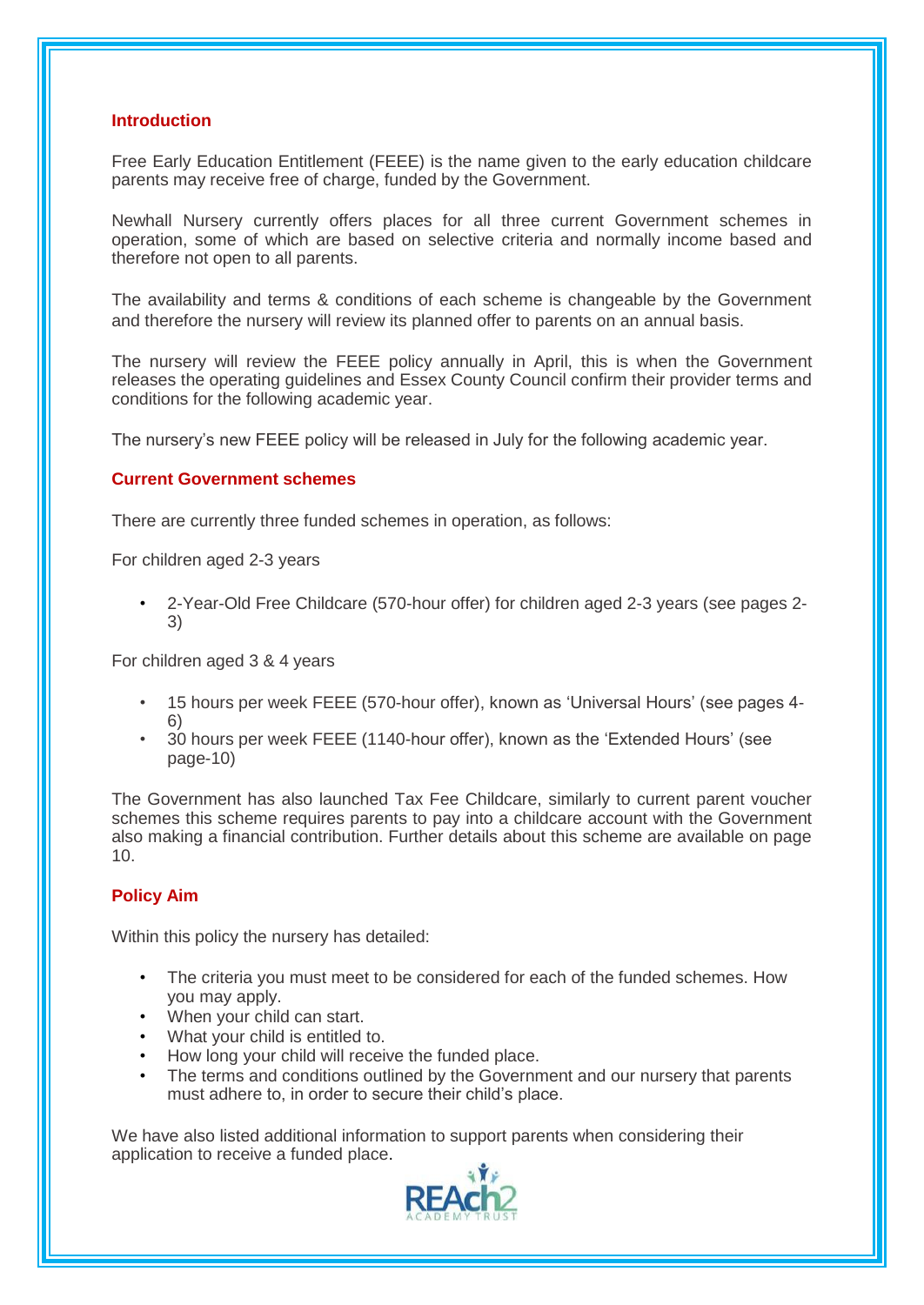## Introduction

Free Early Education Entitlement (FEEE) is the name given to the early education childcare parents may receive free of charge, funded by the Government.

Newhall Nursery currently offers places for all three current Government schemes in operation, some of which are based on selective criteria and normally income based and therefore not open to all parents.

The availability and terms & conditions of each scheme is changeable by the Government and therefore the nursery will review its planned offer to parents on an annual basis.

The nursery will review the FEEE policy annually in April, this is when the Government releases the operating guidelines and Essex County Council confirm their provider terms and conditions for the following academic year.

The nursery's new FEEE policy will be released in July for the following academic year.

## Current Government schemes

There are currently three funded schemes in operation, as follows:

For children aged 2-3 years

- 2-Year-Old Free Childcare (570-hour offer) for children aged 2-3 years (see pages 2-3)

For children aged 3 & 4 years

- 15 hours per week FEEE (570-hour offer), known as 'Universal Hours' (see pages 4-6)
- 30 hours per week FEEE (1140-hour offer), known as the 'Extended Hours' (see page-10)

The Government has also launched Tax Fee Childcare, similarly to current parent voucher schemes this scheme requires parents to pay into a childcare account with the Government also making a financial contribution. Further details about this scheme are available on page 10.

## Policy Aim

Within this policy the nursery has detailed:

- The criteria you must meet to be considered for each of the funded schemes. How you may apply.
- When your child can start.
- What your child is entitled to.
- How long your child will receive the funded place.
- The terms and conditions outlined by the Government and our nursery that parents must adhere to, in order to secure their child's place.

We have also listed additional information to support parents when considering their application to receive a funded place.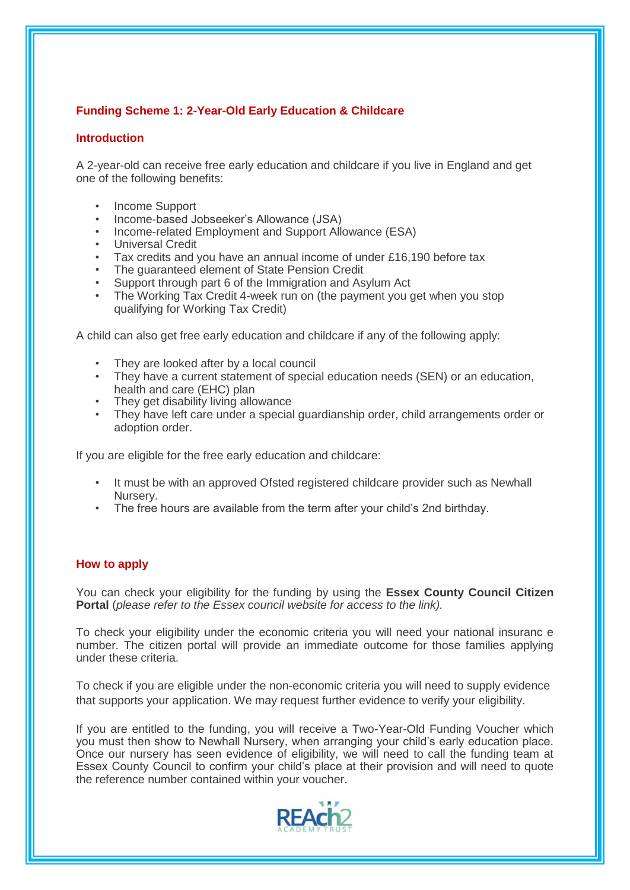## Funding Scheme 1: 2-Year-Old Early Education & Childcare

### Introduction

A 2-year-old can receive free early education and childcare if you live in England and get one of the following benefits:

- Income Support
- Income-based Jobseeker's Allowance (JSA)
- Income-related Employment and Support Allowance (ESA)
- Universal Credit
- Tax credits and you have an annual income of under £16,190 before tax
- The guaranteed element of State Pension Credit
- Support through part 6 of the Immigration and Asylum Act
- The Working Tax Credit 4-week run on (the payment you get when you stop qualifying for Working Tax Credit)

A child can also get free early education and childcare if any of the following apply:

- They are looked after by a local council
- They have a current statement of special education needs (SEN) or an education, health and care (EHC) plan
- They get disability living allowance
- They have left care under a special guardianship order, child arrangements order or adoption order.

If you are eligible for the free early education and childcare:

- It must be with an approved Ofsted registered childcare provider such as Newhall Nursery.
- The free hours are available from the term after your child's 2nd birthday.

### How to apply

You can check your eligibility for the funding by using the **Essex County Council Citizen Portal** (*please refer to the Essex council website for access to the link).*

To check your eligibility under the economic criteria you will need your national insuranc e number. The citizen portal will provide an immediate outcome for those families applying under these criteria.

To check if you are eligible under the non-economic criteria you will need to supply evidence that supports your application. We may request further evidence to verify your eligibility.

If you are entitled to the funding, you will receive a Two-Year-Old Funding Voucher which you must then show to Newhall Nursery, when arranging your child's early education place. Once our nursery has seen evidence of eligibility, we will need to call the funding team at Essex County Council to confirm your child's place at their provision and will need to quote the reference number contained within your voucher.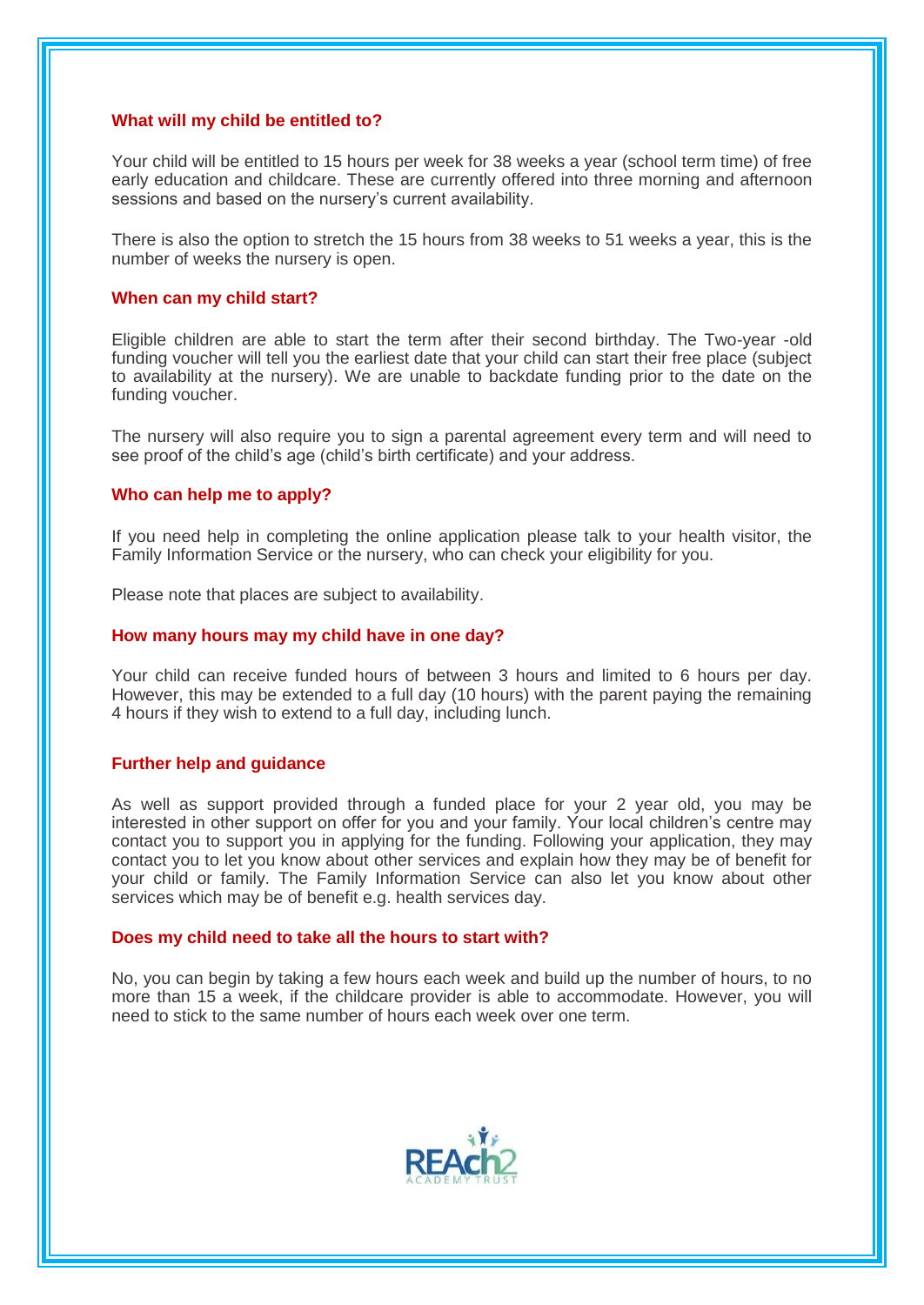### What will my child be entitled to?

Your child will be entitled to 15 hours per week for 38 weeks a year (school term time) of free early education and childcare. These are currently offered into three morning and afternoon sessions and based on the nursery's current availability.

There is also the option to stretch the 15 hours from 38 weeks to 51 weeks a year, this is the number of weeks the nursery is open.

### When can my child start?

Eligible children are able to start the term after their second birthday. The Two-year -old funding voucher will tell you the earliest date that your child can start their free place (subject to availability at the nursery). We are unable to backdate funding prior to the date on the funding voucher.

The nursery will also require you to sign a parental agreement every term and will need to see proof of the child's age (child's birth certificate) and your address.

### Who can help me to apply?

If you need help in completing the online application please talk to your health visitor, the Family Information Service or the nursery, who can check your eligibility for you.

Please note that places are subject to availability.

### How many hours may my child have in one day?

Your child can receive funded hours of between 3 hours and limited to 6 hours per day. However, this may be extended to a full day (10 hours) with the parent paying the remaining 4 hours if they wish to extend to a full day, including lunch.

### Further help and guidance

As well as support provided through a funded place for your 2 year old, you may be interested in other support on offer for you and your family. Your local children's centre may contact you to support you in applying for the funding. Following your application, they may contact you to let you know about other services and explain how they may be of benefit for your child or family. The Family Information Service can also let you know about other services which may be of benefit e.g. health services day.

### Does my child need to take all the hours to start with?

No, you can begin by taking a few hours each week and build up the number of hours, to no more than 15 a week, if the childcare provider is able to accommodate. However, you will need to stick to the same number of hours each week over one term.

REAch2 ACADEMY TRUST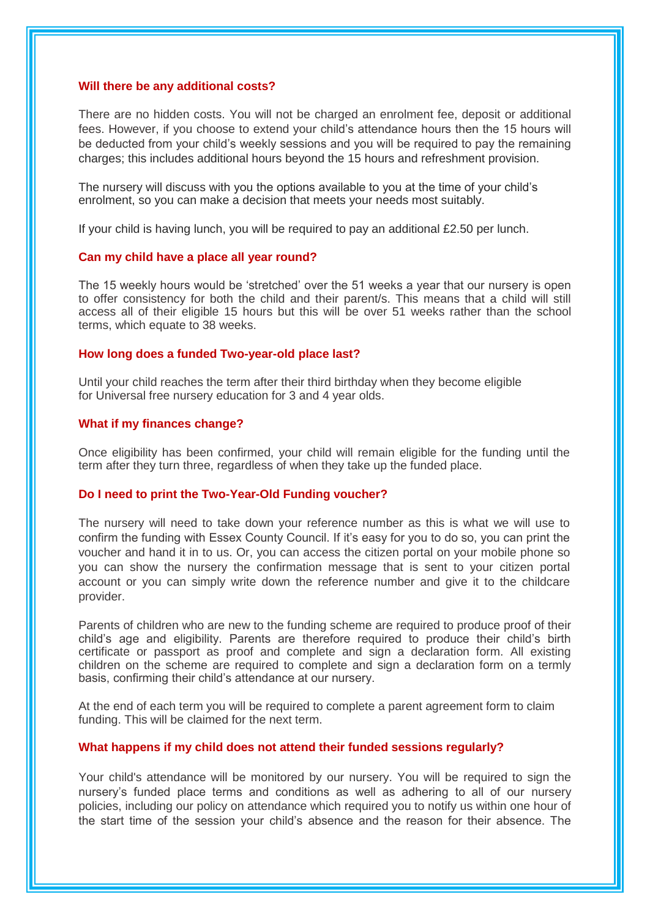### Will there be any additional costs?

There are no hidden costs. You will not be charged an enrolment fee, deposit or additional fees. However, if you choose to extend your child's attendance hours then the 15 hours will be deducted from your child's weekly sessions and you will be required to pay the remaining charges; this includes additional hours beyond the 15 hours and refreshment provision.

The nursery will discuss with you the options available to you at the time of your child's enrolment, so you can make a decision that meets your needs most suitably.

If your child is having lunch, you will be required to pay an additional £2.50 per lunch.

### Can my child have a place all year round?

The 15 weekly hours would be 'stretched' over the 51 weeks a year that our nursery is open to offer consistency for both the child and their parent/s. This means that a child will still access all of their eligible 15 hours but this will be over 51 weeks rather than the school terms, which equate to 38 weeks.

### How long does a funded Two-year-old place last?

Until your child reaches the term after their third birthday when they become eligible for Universal free nursery education for 3 and 4 year olds.

### What if my finances change?

Once eligibility has been confirmed, your child will remain eligible for the funding until the term after they turn three, regardless of when they take up the funded place.

### Do I need to print the Two-Year-Old Funding voucher?

The nursery will need to take down your reference number as this is what we will use to confirm the funding with Essex County Council. If it's easy for you to do so, you can print the voucher and hand it in to us. Or, you can access the citizen portal on your mobile phone so you can show the nursery the confirmation message that is sent to your citizen portal account or you can simply write down the reference number and give it to the childcare provider.

Parents of children who are new to the funding scheme are required to produce proof of their child's age and eligibility. Parents are therefore required to produce their child's birth certificate or passport as proof and complete and sign a declaration form. All existing children on the scheme are required to complete and sign a declaration form on a termly basis, confirming their child's attendance at our nursery.

At the end of each term you will be required to complete a parent agreement form to claim funding. This will be claimed for the next term.

### What happens if my child does not attend their funded sessions regularly?

Your child's attendance will be monitored by our nursery. You will be required to sign the nursery's funded place terms and conditions as well as adhering to all of our nursery policies, including our policy on attendance which required you to notify us within one hour of the start time of the session your child's absence and the reason for their absence. The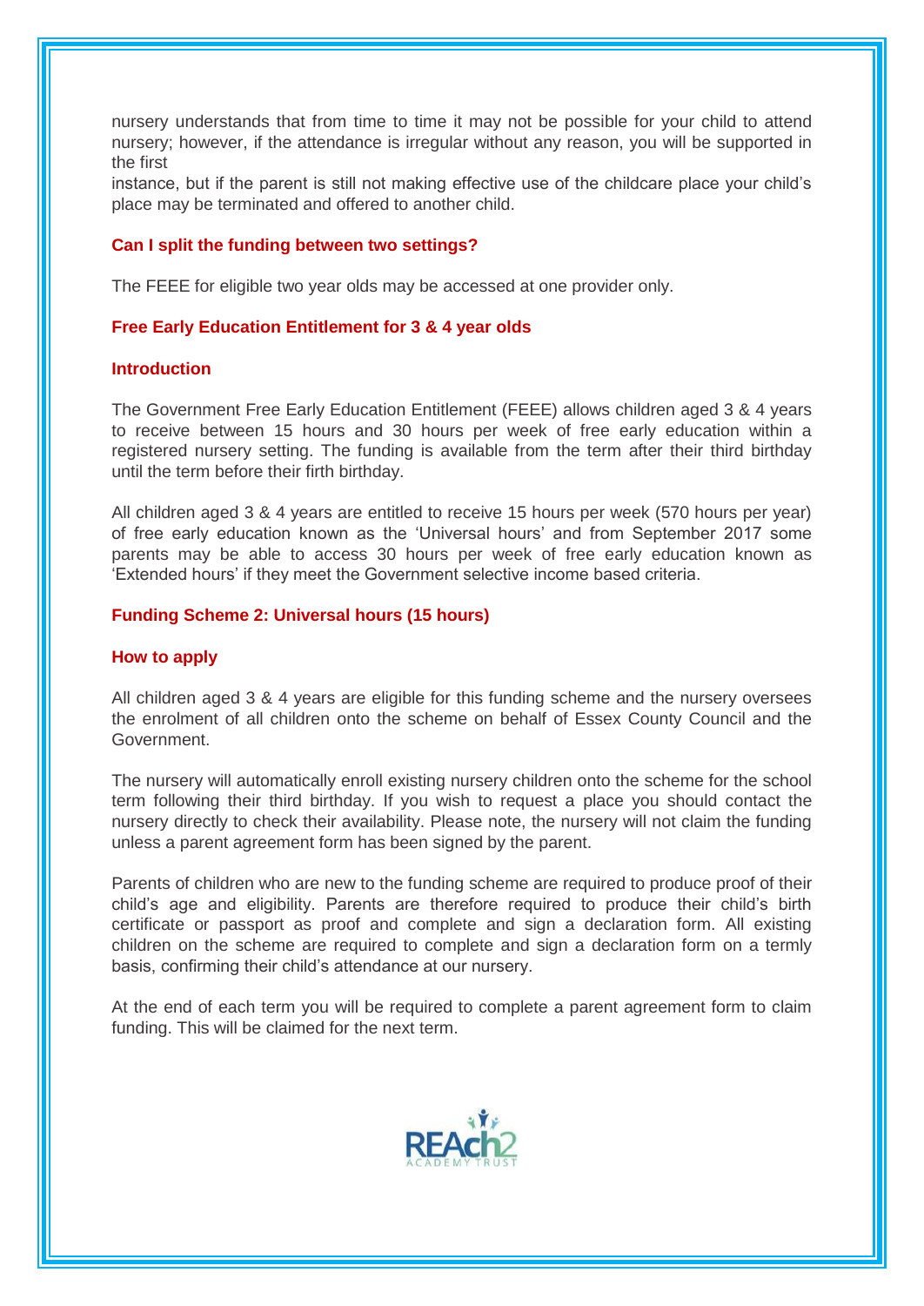nursery understands that from time to time it may not be possible for your child to attend nursery; however, if the attendance is irregular without any reason, you will be supported in the first instance, but if the parent is still not making effective use of the childcare place your child's place may be terminated and offered to another child.

**Can I split the funding between two settings?**

The FEEE for eligible two year olds may be accessed at one provider only.

**Free Early Education Entitlement for 3 & 4 year olds**

**Introduction**

The Government Free Early Education Entitlement (FEEE) allows children aged 3 & 4 years to receive between 15 hours and 30 hours per week of free early education within a registered nursery setting. The funding is available from the term after their third birthday until the term before their firth birthday.

All children aged 3 & 4 years are entitled to receive 15 hours per week (570 hours per year) of free early education known as the 'Universal hours' and from September 2017 some parents may be able to access 30 hours per week of free early education known as 'Extended hours' if they meet the Government selective income based criteria.

**Funding Scheme 2: Universal hours (15 hours)**

**How to apply**

All children aged 3 & 4 years are eligible for this funding scheme and the nursery oversees the enrolment of all children onto the scheme on behalf of Essex County Council and the Government.

The nursery will automatically enroll existing nursery children onto the scheme for the school term following their third birthday. If you wish to request a place you should contact the nursery directly to check their availability. Please note, the nursery will not claim the funding unless a parent agreement form has been signed by the parent.

Parents of children who are new to the funding scheme are required to produce proof of their child's age and eligibility. Parents are therefore required to produce their child's birth certificate or passport as proof and complete and sign a declaration form. All existing children on the scheme are required to complete and sign a declaration form on a termly basis, confirming their child's attendance at our nursery.

At the end of each term you will be required to complete a parent agreement form to claim funding. This will be claimed for the next term.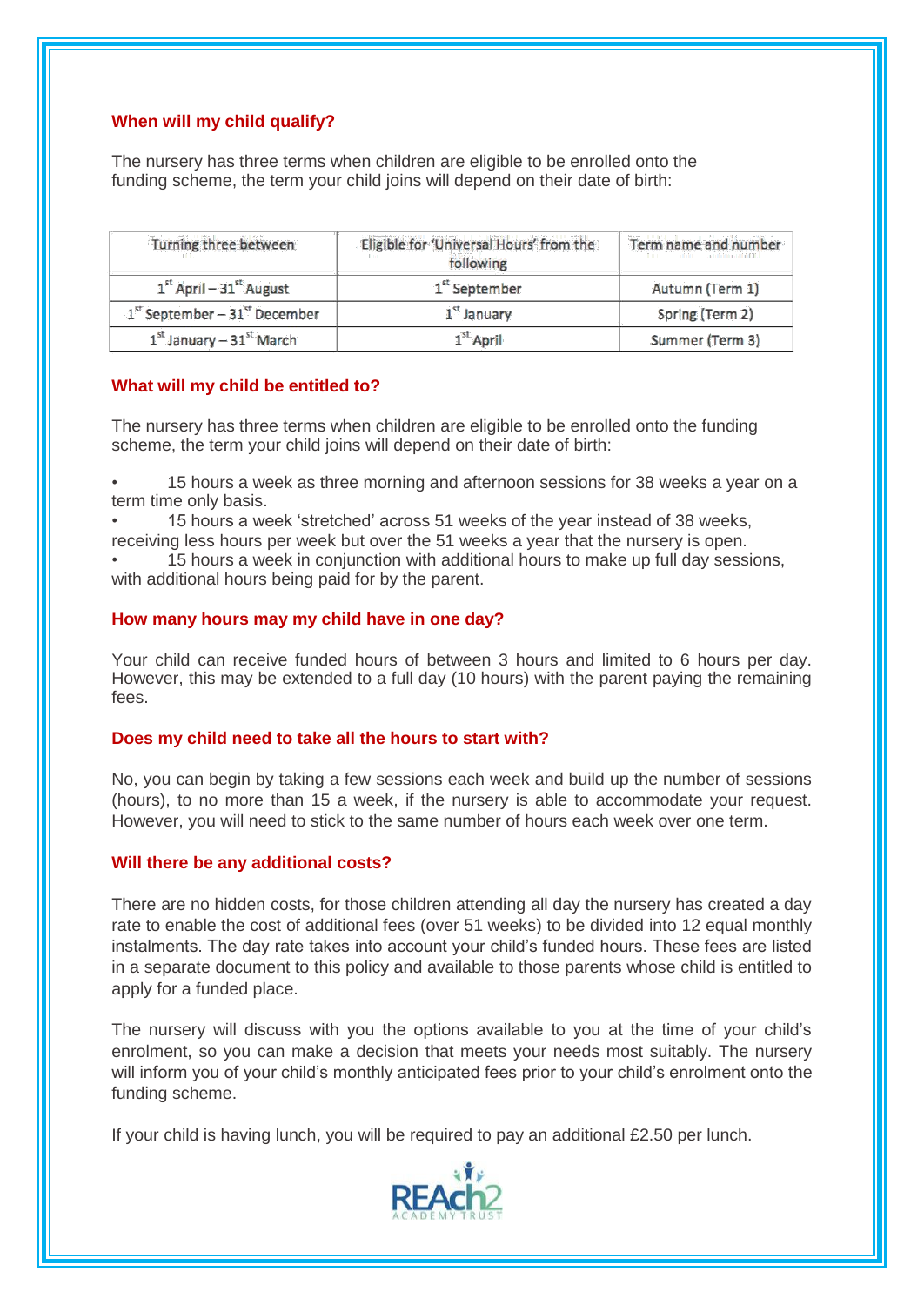### When will my child qualify?

The nursery has three terms when children are eligible to be enrolled onto the funding scheme, the term your child joins will depend on their date of birth:

| Turning three between | Eligible for 'Universal Hours' from the following | Term name and number |
|---|---|---|
| 1st April – 31st August | 1st September | Autumn (Term 1) |
| 1st September – 31st December | 1st January | Spring (Term 2) |
| 1st January – 31st March | 1st April | Summer (Term 3) |

### What will my child be entitled to?

The nursery has three terms when children are eligible to be enrolled onto the funding scheme, the term your child joins will depend on their date of birth:

- 15 hours a week as three morning and afternoon sessions for 38 weeks a year on a term time only basis.
- 15 hours a week 'stretched' across 51 weeks of the year instead of 38 weeks, receiving less hours per week but over the 51 weeks a year that the nursery is open.
- 15 hours a week in conjunction with additional hours to make up full day sessions, with additional hours being paid for by the parent.

### How many hours may my child have in one day?

Your child can receive funded hours of between 3 hours and limited to 6 hours per day. However, this may be extended to a full day (10 hours) with the parent paying the remaining fees.

### Does my child need to take all the hours to start with?

No, you can begin by taking a few sessions each week and build up the number of sessions (hours), to no more than 15 a week, if the nursery is able to accommodate your request. However, you will need to stick to the same number of hours each week over one term.

### Will there be any additional costs?

There are no hidden costs, for those children attending all day the nursery has created a day rate to enable the cost of additional fees (over 51 weeks) to be divided into 12 equal monthly instalments. The day rate takes into account your child's funded hours. These fees are listed in a separate document to this policy and available to those parents whose child is entitled to apply for a funded place.

The nursery will discuss with you the options available to you at the time of your child's enrolment, so you can make a decision that meets your needs most suitably. The nursery will inform you of your child's monthly anticipated fees prior to your child's enrolment onto the funding scheme.

If your child is having lunch, you will be required to pay an additional £2.50 per lunch.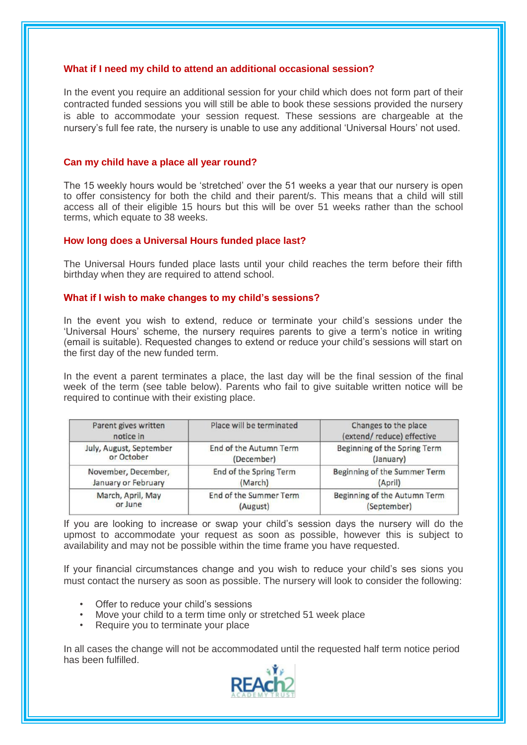### What if I need my child to attend an additional occasional session?

In the event you require an additional session for your child which does not form part of their contracted funded sessions you will still be able to book these sessions provided the nursery is able to accommodate your session request. These sessions are chargeable at the nursery's full fee rate, the nursery is unable to use any additional 'Universal Hours' not used.

### Can my child have a place all year round?

The 15 weekly hours would be 'stretched' over the 51 weeks a year that our nursery is open to offer consistency for both the child and their parent/s. This means that a child will still access all of their eligible 15 hours but this will be over 51 weeks rather than the school terms, which equate to 38 weeks.

### How long does a Universal Hours funded place last?

The Universal Hours funded place lasts until your child reaches the term before their fifth birthday when they are required to attend school.

### What if I wish to make changes to my child's sessions?

In the event you wish to extend, reduce or terminate your child's sessions under the 'Universal Hours' scheme, the nursery requires parents to give a term's notice in writing (email is suitable). Requested changes to extend or reduce your child's sessions will start on the first day of the new funded term.

In the event a parent terminates a place, the last day will be the final session of the final week of the term (see table below). Parents who fail to give suitable written notice will be required to continue with their existing place.

| Parent gives written notice in | Place will be terminated | Changes to the place (extend/ reduce) effective |
|---|---|---|
| July, August, September or October | End of the Autumn Term (December) | Beginning of the Spring Term (January) |
| November, December, January or February | End of the Spring Term (March) | Beginning of the Summer Term (April) |
| March, April, May or June | End of the Summer Term (August) | Beginning of the Autumn Term (September) |

If you are looking to increase or swap your child's session days the nursery will do the upmost to accommodate your request as soon as possible, however this is subject to availability and may not be possible within the time frame you have requested.

If your financial circumstances change and you wish to reduce your child's ses sions you must contact the nursery as soon as possible. The nursery will look to consider the following:

- Offer to reduce your child's sessions
- Move your child to a term time only or stretched 51 week place
- Require you to terminate your place

In all cases the change will not be accommodated until the requested half term notice period has been fulfilled.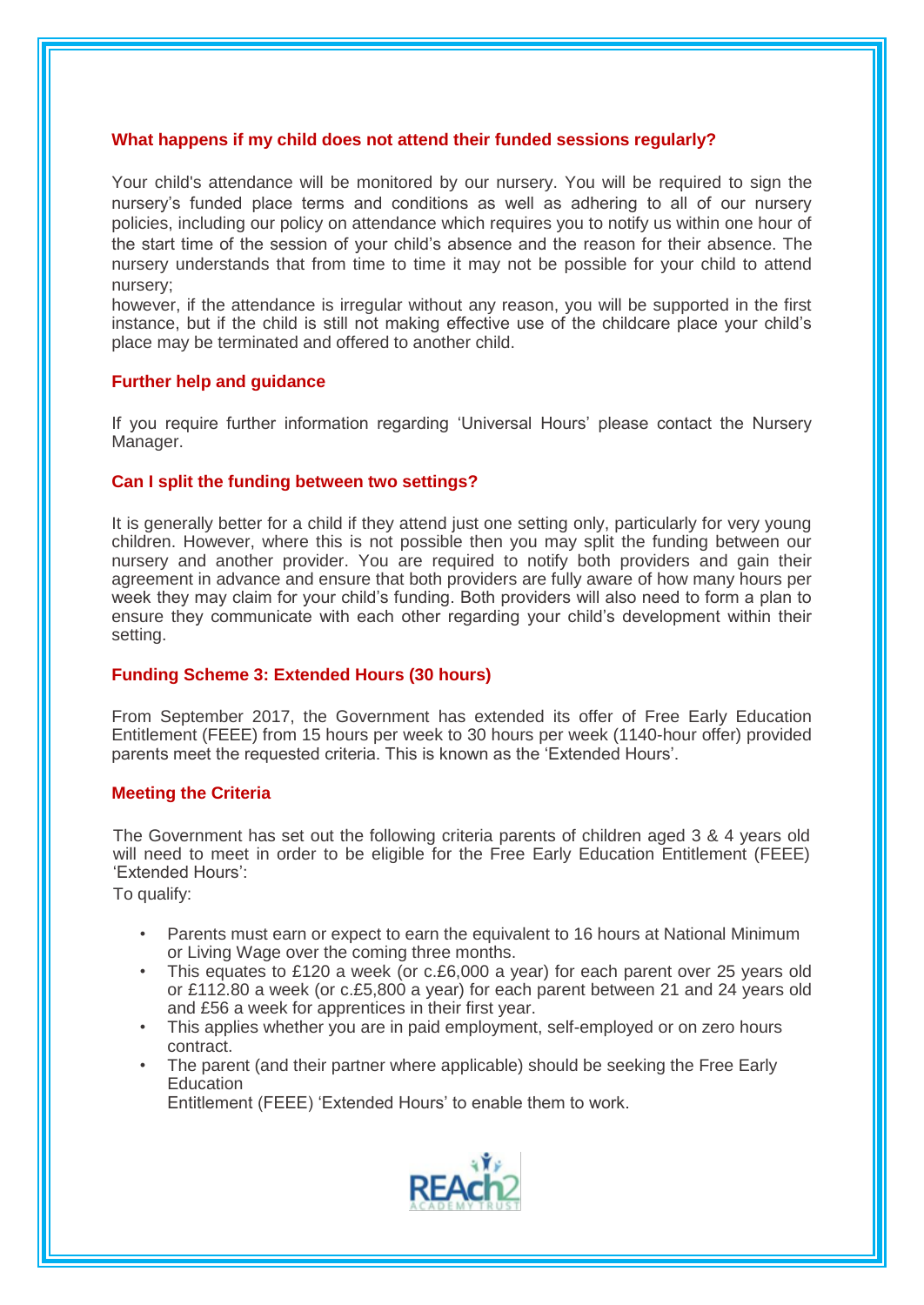### What happens if my child does not attend their funded sessions regularly?

Your child's attendance will be monitored by our nursery. You will be required to sign the nursery's funded place terms and conditions as well as adhering to all of our nursery policies, including our policy on attendance which requires you to notify us within one hour of the start time of the session of your child's absence and the reason for their absence. The nursery understands that from time to time it may not be possible for your child to attend nursery;

however, if the attendance is irregular without any reason, you will be supported in the first instance, but if the child is still not making effective use of the childcare place your child's place may be terminated and offered to another child.

### Further help and guidance

If you require further information regarding 'Universal Hours' please contact the Nursery Manager.

### Can I split the funding between two settings?

It is generally better for a child if they attend just one setting only, particularly for very young children. However, where this is not possible then you may split the funding between our nursery and another provider. You are required to notify both providers and gain their agreement in advance and ensure that both providers are fully aware of how many hours per week they may claim for your child's funding. Both providers will also need to form a plan to ensure they communicate with each other regarding your child's development within their setting.

### Funding Scheme 3: Extended Hours (30 hours)

From September 2017, the Government has extended its offer of Free Early Education Entitlement (FEEE) from 15 hours per week to 30 hours per week (1140-hour offer) provided parents meet the requested criteria. This is known as the 'Extended Hours'.

### Meeting the Criteria

The Government has set out the following criteria parents of children aged 3 & 4 years old will need to meet in order to be eligible for the Free Early Education Entitlement (FEEE) 'Extended Hours':

To qualify:

- Parents must earn or expect to earn the equivalent to 16 hours at National Minimum or Living Wage over the coming three months.
- This equates to £120 a week (or c.£6,000 a year) for each parent over 25 years old or £112.80 a week (or c.£5,800 a year) for each parent between 21 and 24 years old and £56 a week for apprentices in their first year.
- This applies whether you are in paid employment, self-employed or on zero hours contract.
- The parent (and their partner where applicable) should be seeking the Free Early Education Entitlement (FEEE) 'Extended Hours' to enable them to work.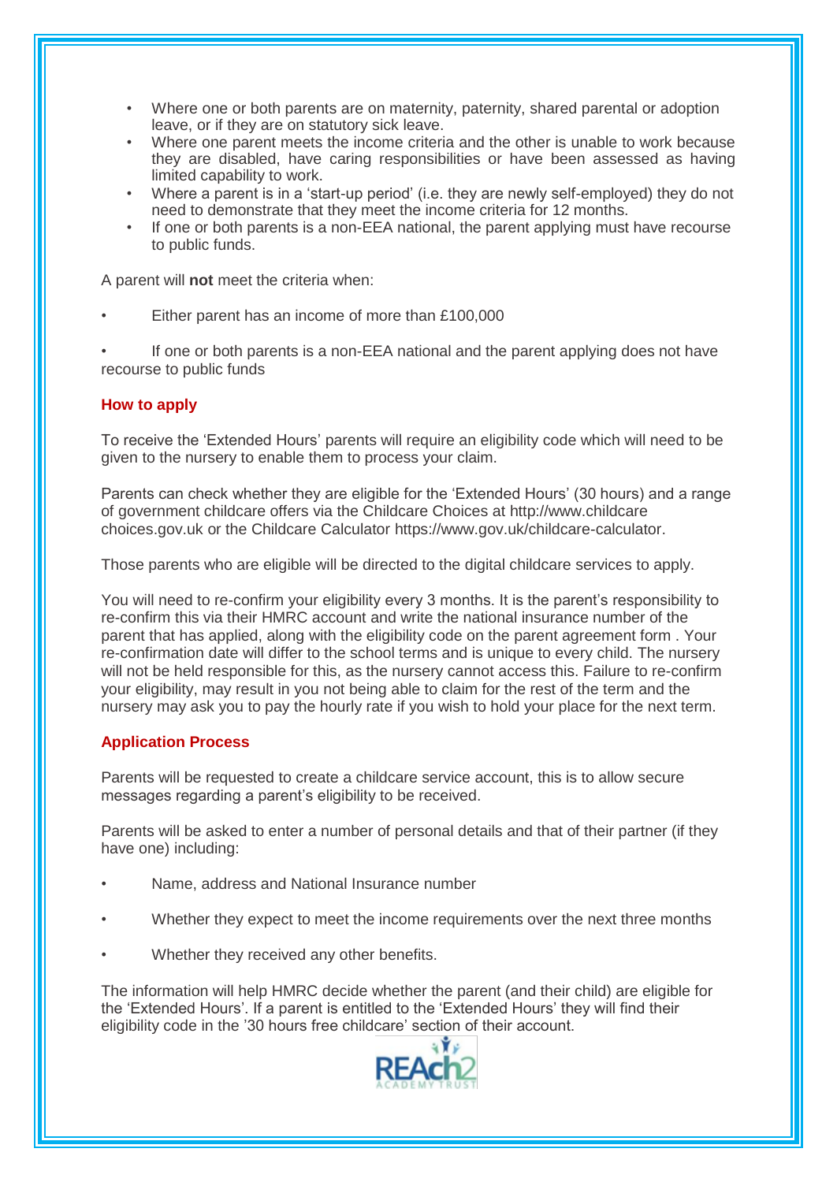- Where one or both parents are on maternity, paternity, shared parental or adoption leave, or if they are on statutory sick leave.
- Where one parent meets the income criteria and the other is unable to work because they are disabled, have caring responsibilities or have been assessed as having limited capability to work.
- Where a parent is in a 'start-up period' (i.e. they are newly self-employed) they do not need to demonstrate that they meet the income criteria for 12 months.
- If one or both parents is a non-EEA national, the parent applying must have recourse to public funds.

A parent will **not** meet the criteria when:

- Either parent has an income of more than £100,000
- If one or both parents is a non-EEA national and the parent applying does not have recourse to public funds

## How to apply

To receive the 'Extended Hours' parents will require an eligibility code which will need to be given to the nursery to enable them to process your claim.

Parents can check whether they are eligible for the 'Extended Hours' (30 hours) and a range of government childcare offers via the Childcare Choices at http://www.childcare choices.gov.uk or the Childcare Calculator https://www.gov.uk/childcare-calculator.

Those parents who are eligible will be directed to the digital childcare services to apply.

You will need to re-confirm your eligibility every 3 months. It is the parent's responsibility to re-confirm this via their HMRC account and write the national insurance number of the parent that has applied, along with the eligibility code on the parent agreement form . Your re-confirmation date will differ to the school terms and is unique to every child. The nursery will not be held responsible for this, as the nursery cannot access this. Failure to re-confirm your eligibility, may result in you not being able to claim for the rest of the term and the nursery may ask you to pay the hourly rate if you wish to hold your place for the next term.

## Application Process

Parents will be requested to create a childcare service account, this is to allow secure messages regarding a parent's eligibility to be received.

Parents will be asked to enter a number of personal details and that of their partner (if they have one) including:

- Name, address and National Insurance number
- Whether they expect to meet the income requirements over the next three months
- Whether they received any other benefits.

The information will help HMRC decide whether the parent (and their child) are eligible for the 'Extended Hours'. If a parent is entitled to the 'Extended Hours' they will find their eligibility code in the '30 hours free childcare' section of their account.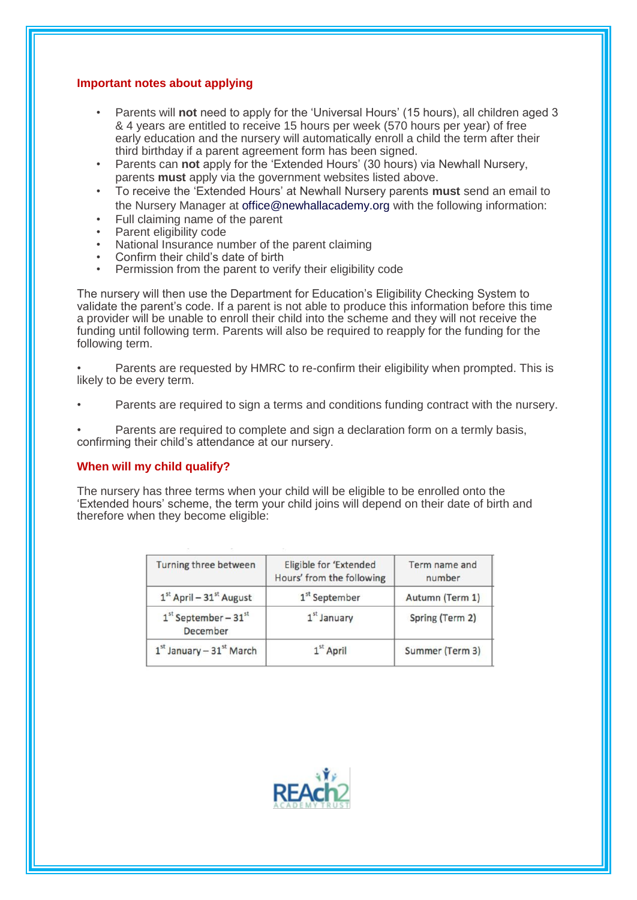## Important notes about applying

- Parents will **not** need to apply for the 'Universal Hours' (15 hours), all children aged 3 & 4 years are entitled to receive 15 hours per week (570 hours per year) of free early education and the nursery will automatically enroll a child the term after their third birthday if a parent agreement form has been signed.
- Parents can **not** apply for the 'Extended Hours' (30 hours) via Newhall Nursery, parents **must** apply via the government websites listed above.
- To receive the 'Extended Hours' at Newhall Nursery parents **must** send an email to the Nursery Manager at office@newhallacademy.org with the following information:
- Full claiming name of the parent
- Parent eligibility code
- National Insurance number of the parent claiming
- Confirm their child's date of birth
- Permission from the parent to verify their eligibility code

The nursery will then use the Department for Education's Eligibility Checking System to validate the parent's code. If a parent is not able to produce this information before this time a provider will be unable to enroll their child into the scheme and they will not receive the funding until following term. Parents will also be required to reapply for the funding for the following term.

- Parents are requested by HMRC to re-confirm their eligibility when prompted. This is likely to be every term.

- Parents are required to sign a terms and conditions funding contract with the nursery.

- Parents are required to complete and sign a declaration form on a termly basis, confirming their child's attendance at our nursery.

## When will my child qualify?

The nursery has three terms when your child will be eligible to be enrolled onto the 'Extended hours' scheme, the term your child joins will depend on their date of birth and therefore when they become eligible:

| Turning three between | Eligible for 'Extended Hours' from the following | Term name and number |
|---|---|---|
| 1st April – 31st August | 1st September | Autumn (Term 1) |
| 1st September – 31st December | 1st January | Spring (Term 2) |
| 1st January – 31st March | 1st April | Summer (Term 3) |

REAch2 ACADEMY TRUST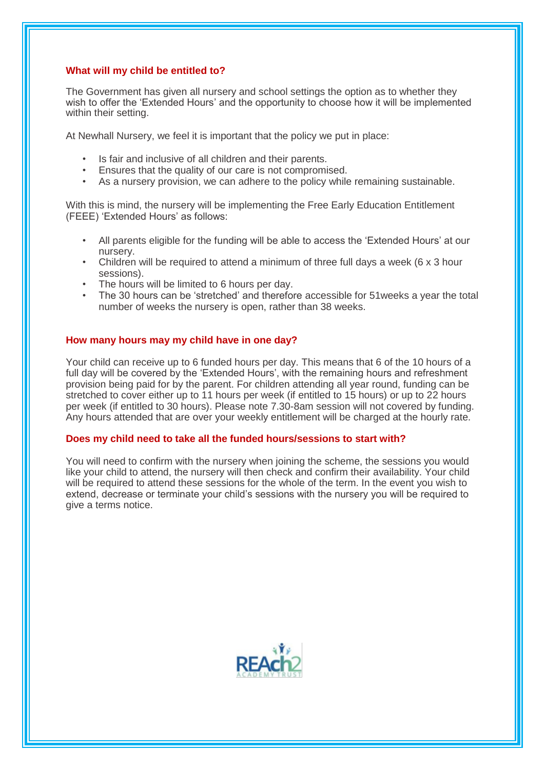### What will my child be entitled to?

The Government has given all nursery and school settings the option as to whether they wish to offer the 'Extended Hours' and the opportunity to choose how it will be implemented within their setting.

At Newhall Nursery, we feel it is important that the policy we put in place:

- Is fair and inclusive of all children and their parents.
- Ensures that the quality of our care is not compromised.
- As a nursery provision, we can adhere to the policy while remaining sustainable.

With this is mind, the nursery will be implementing the Free Early Education Entitlement (FEEE) 'Extended Hours' as follows:

- All parents eligible for the funding will be able to access the 'Extended Hours' at our nursery.
- Children will be required to attend a minimum of three full days a week (6 x 3 hour sessions).
- The hours will be limited to 6 hours per day.
- The 30 hours can be 'stretched' and therefore accessible for 51weeks a year the total number of weeks the nursery is open, rather than 38 weeks.

### How many hours may my child have in one day?

Your child can receive up to 6 funded hours per day. This means that 6 of the 10 hours of a full day will be covered by the 'Extended Hours', with the remaining hours and refreshment provision being paid for by the parent. For children attending all year round, funding can be stretched to cover either up to 11 hours per week (if entitled to 15 hours) or up to 22 hours per week (if entitled to 30 hours). Please note 7.30-8am session will not covered by funding. Any hours attended that are over your weekly entitlement will be charged at the hourly rate.

### Does my child need to take all the funded hours/sessions to start with?

You will need to confirm with the nursery when joining the scheme, the sessions you would like your child to attend, the nursery will then check and confirm their availability. Your child will be required to attend these sessions for the whole of the term. In the event you wish to extend, decrease or terminate your child's sessions with the nursery you will be required to give a terms notice.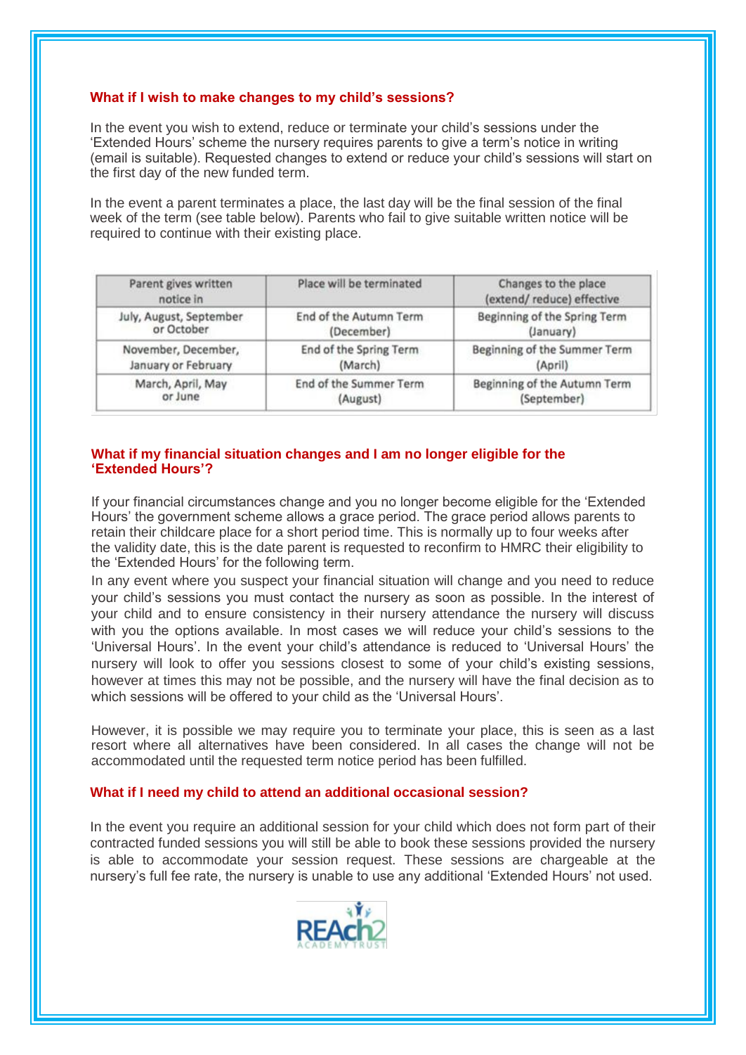### What if I wish to make changes to my child's sessions?

In the event you wish to extend, reduce or terminate your child's sessions under the 'Extended Hours' scheme the nursery requires parents to give a term's notice in writing (email is suitable). Requested changes to extend or reduce your child's sessions will start on the first day of the new funded term.

In the event a parent terminates a place, the last day will be the final session of the final week of the term (see table below). Parents who fail to give suitable written notice will be required to continue with their existing place.

| Parent gives written notice in | Place will be terminated | Changes to the place (extend/ reduce) effective |
|---|---|---|
| July, August, September or October | End of the Autumn Term (December) | Beginning of the Spring Term (January) |
| November, December, January or February | End of the Spring Term (March) | Beginning of the Summer Term (April) |
| March, April, May or June | End of the Summer Term (August) | Beginning of the Autumn Term (September) |

### What if my financial situation changes and I am no longer eligible for the 'Extended Hours'?

If your financial circumstances change and you no longer become eligible for the 'Extended Hours' the government scheme allows a grace period. The grace period allows parents to retain their childcare place for a short period time. This is normally up to four weeks after the validity date, this is the date parent is requested to reconfirm to HMRC their eligibility to the 'Extended Hours' for the following term.

In any event where you suspect your financial situation will change and you need to reduce your child's sessions you must contact the nursery as soon as possible. In the interest of your child and to ensure consistency in their nursery attendance the nursery will discuss with you the options available. In most cases we will reduce your child's sessions to the 'Universal Hours'. In the event your child's attendance is reduced to 'Universal Hours' the nursery will look to offer you sessions closest to some of your child's existing sessions, however at times this may not be possible, and the nursery will have the final decision as to which sessions will be offered to your child as the 'Universal Hours'.

However, it is possible we may require you to terminate your place, this is seen as a last resort where all alternatives have been considered. In all cases the change will not be accommodated until the requested term notice period has been fulfilled.

### What if I need my child to attend an additional occasional session?

In the event you require an additional session for your child which does not form part of their contracted funded sessions you will still be able to book these sessions provided the nursery is able to accommodate your session request. These sessions are chargeable at the nursery's full fee rate, the nursery is unable to use any additional 'Extended Hours' not used.

REAch2 ACADEMY TRUST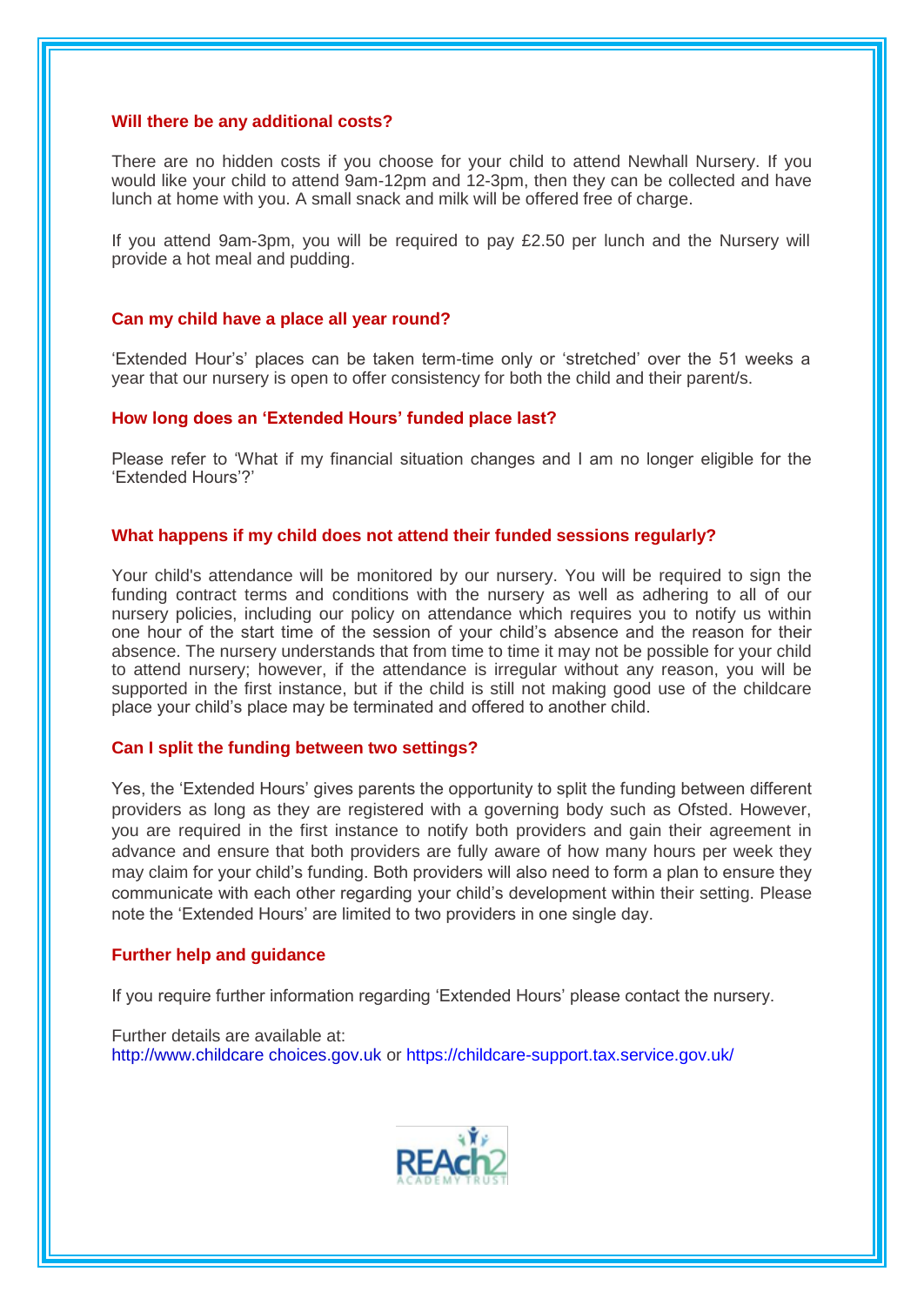### Will there be any additional costs?

There are no hidden costs if you choose for your child to attend Newhall Nursery. If you would like your child to attend 9am-12pm and 12-3pm, then they can be collected and have lunch at home with you. A small snack and milk will be offered free of charge.

If you attend 9am-3pm, you will be required to pay £2.50 per lunch and the Nursery will provide a hot meal and pudding.

### Can my child have a place all year round?

'Extended Hour's' places can be taken term-time only or 'stretched' over the 51 weeks a year that our nursery is open to offer consistency for both the child and their parent/s.

### How long does an 'Extended Hours' funded place last?

Please refer to 'What if my financial situation changes and I am no longer eligible for the 'Extended Hours'?'

### What happens if my child does not attend their funded sessions regularly?

Your child's attendance will be monitored by our nursery. You will be required to sign the funding contract terms and conditions with the nursery as well as adhering to all of our nursery policies, including our policy on attendance which requires you to notify us within one hour of the start time of the session of your child's absence and the reason for their absence. The nursery understands that from time to time it may not be possible for your child to attend nursery; however, if the attendance is irregular without any reason, you will be supported in the first instance, but if the child is still not making good use of the childcare place your child's place may be terminated and offered to another child.

### Can I split the funding between two settings?

Yes, the 'Extended Hours' gives parents the opportunity to split the funding between different providers as long as they are registered with a governing body such as Ofsted. However, you are required in the first instance to notify both providers and gain their agreement in advance and ensure that both providers are fully aware of how many hours per week they may claim for your child's funding. Both providers will also need to form a plan to ensure they communicate with each other regarding your child's development within their setting. Please note the 'Extended Hours' are limited to two providers in one single day.

### Further help and guidance

If you require further information regarding 'Extended Hours' please contact the nursery.

Further details are available at:
http://www.childcare choices.gov.uk or https://childcare-support.tax.service.gov.uk/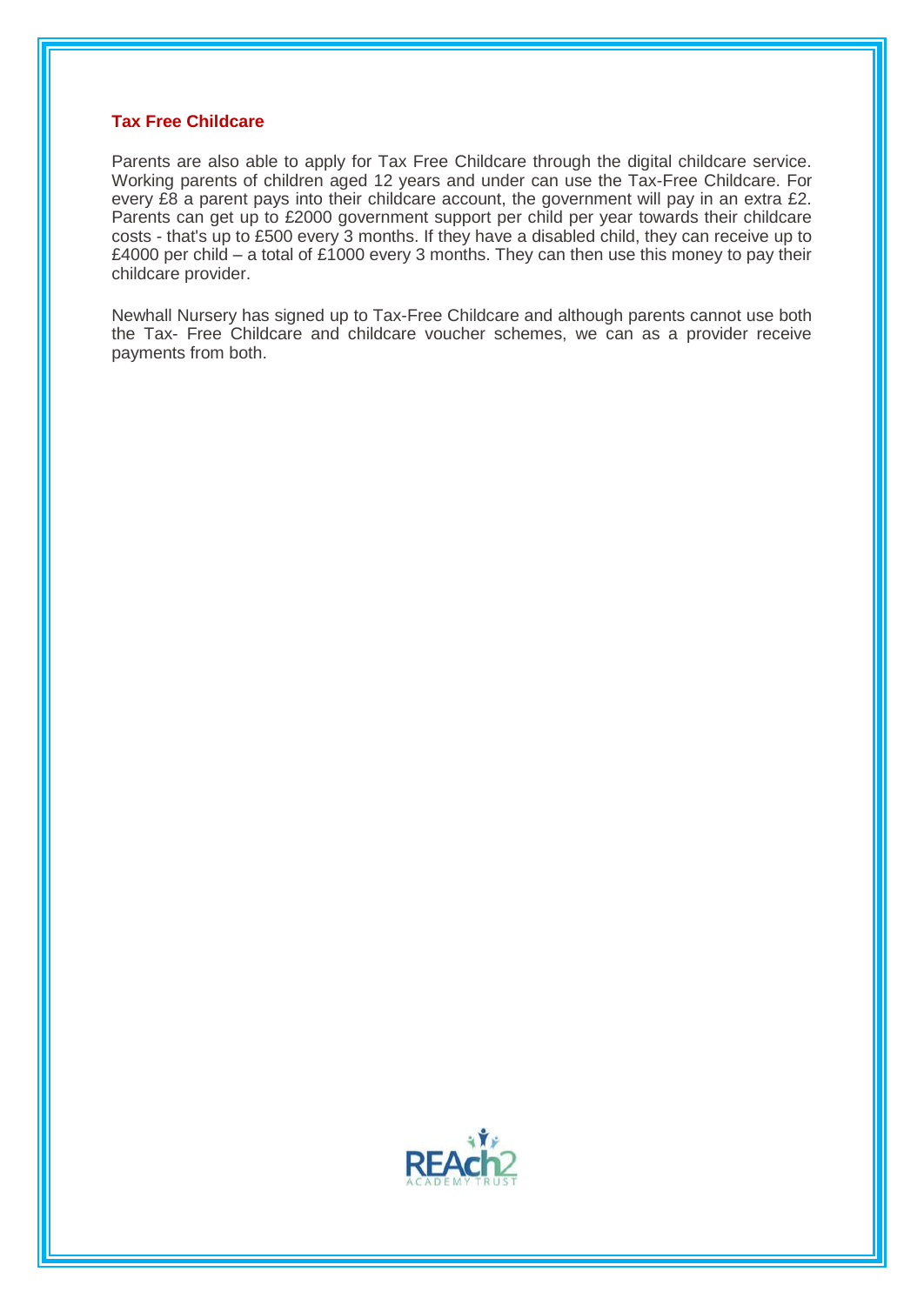### Tax Free Childcare

Parents are also able to apply for Tax Free Childcare through the digital childcare service. Working parents of children aged 12 years and under can use the Tax-Free Childcare. For every £8 a parent pays into their childcare account, the government will pay in an extra £2. Parents can get up to £2000 government support per child per year towards their childcare costs - that's up to £500 every 3 months. If they have a disabled child, they can receive up to £4000 per child – a total of £1000 every 3 months. They can then use this money to pay their childcare provider.

Newhall Nursery has signed up to Tax-Free Childcare and although parents cannot use both the Tax- Free Childcare and childcare voucher schemes, we can as a provider receive payments from both.